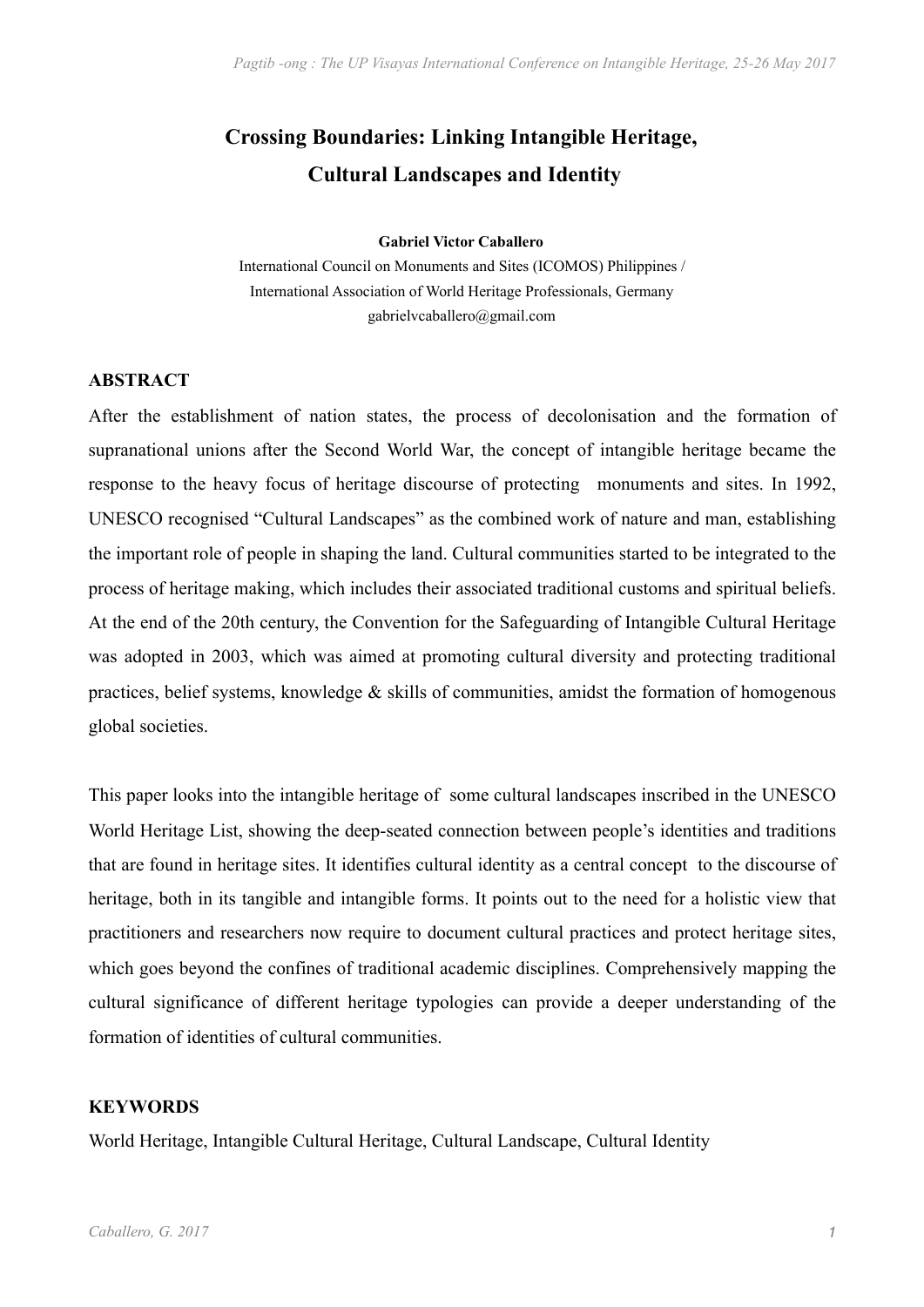# Crossing Boundaries: Linking Intangible Heritage, Cultural Landscapes and Identity

**Gabriel Victor Caballero**

International Council on Monuments and Sites (ICOMOS) Philippines /
International Association of World Heritage Professionals, Germany
gabrielvcaballero@gmail.com

## ABSTRACT

After the establishment of nation states, the process of decolonisation and the formation of supranational unions after the Second World War, the concept of intangible heritage became the response to the heavy focus of heritage discourse of protecting monuments and sites. In 1992, UNESCO recognised "Cultural Landscapes" as the combined work of nature and man, establishing the important role of people in shaping the land. Cultural communities started to be integrated to the process of heritage making, which includes their associated traditional customs and spiritual beliefs. At the end of the 20th century, the Convention for the Safeguarding of Intangible Cultural Heritage was adopted in 2003, which was aimed at promoting cultural diversity and protecting traditional practices, belief systems, knowledge & skills of communities, amidst the formation of homogenous global societies.

This paper looks into the intangible heritage of some cultural landscapes inscribed in the UNESCO World Heritage List, showing the deep-seated connection between people's identities and traditions that are found in heritage sites. It identifies cultural identity as a central concept to the discourse of heritage, both in its tangible and intangible forms. It points out to the need for a holistic view that practitioners and researchers now require to document cultural practices and protect heritage sites, which goes beyond the confines of traditional academic disciplines. Comprehensively mapping the cultural significance of different heritage typologies can provide a deeper understanding of the formation of identities of cultural communities.

## KEYWORDS

World Heritage, Intangible Cultural Heritage, Cultural Landscape, Cultural Identity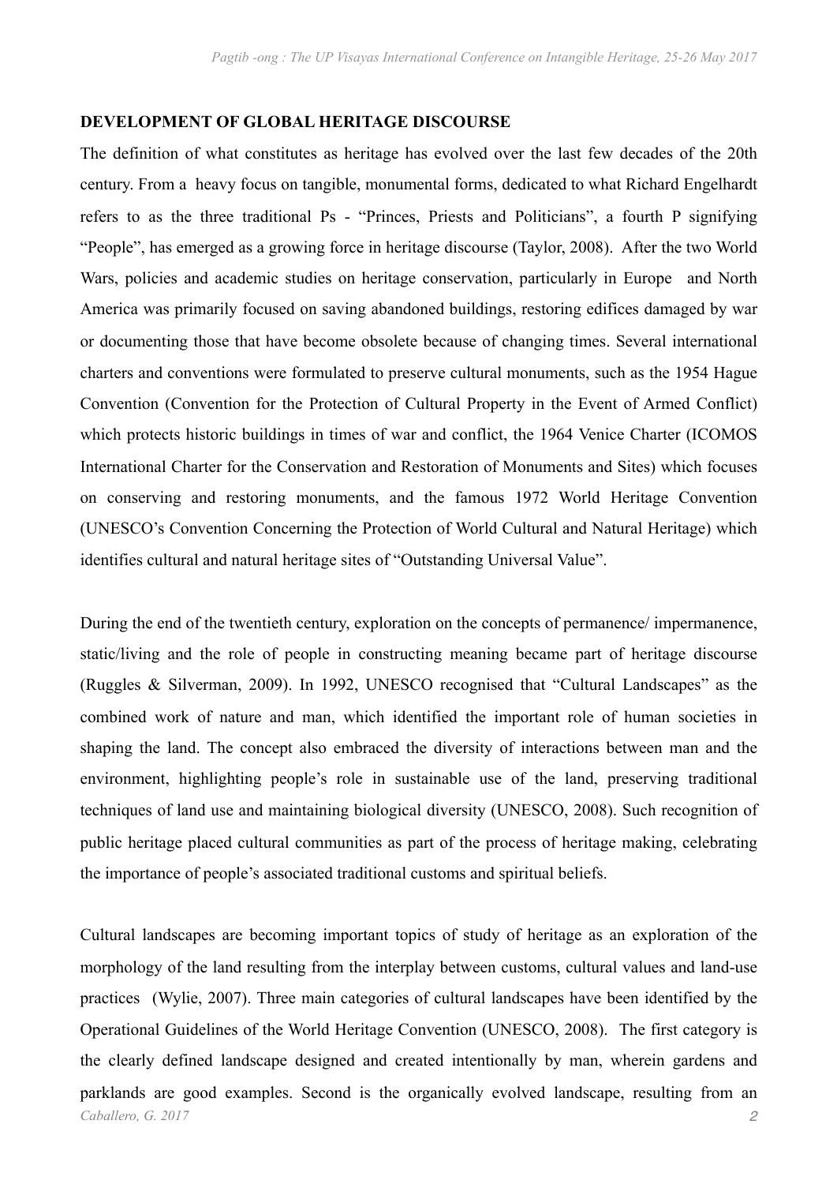**DEVELOPMENT OF GLOBAL HERITAGE DISCOURSE**

The definition of what constitutes as heritage has evolved over the last few decades of the 20th century. From a heavy focus on tangible, monumental forms, dedicated to what Richard Engelhardt refers to as the three traditional Ps - "Princes, Priests and Politicians", a fourth P signifying "People", has emerged as a growing force in heritage discourse (Taylor, 2008). After the two World Wars, policies and academic studies on heritage conservation, particularly in Europe and North America was primarily focused on saving abandoned buildings, restoring edifices damaged by war or documenting those that have become obsolete because of changing times. Several international charters and conventions were formulated to preserve cultural monuments, such as the 1954 Hague Convention (Convention for the Protection of Cultural Property in the Event of Armed Conflict) which protects historic buildings in times of war and conflict, the 1964 Venice Charter (ICOMOS International Charter for the Conservation and Restoration of Monuments and Sites) which focuses on conserving and restoring monuments, and the famous 1972 World Heritage Convention (UNESCO's Convention Concerning the Protection of World Cultural and Natural Heritage) which identifies cultural and natural heritage sites of "Outstanding Universal Value".

During the end of the twentieth century, exploration on the concepts of permanence/ impermanence, static/living and the role of people in constructing meaning became part of heritage discourse (Ruggles & Silverman, 2009). In 1992, UNESCO recognised that "Cultural Landscapes" as the combined work of nature and man, which identified the important role of human societies in shaping the land. The concept also embraced the diversity of interactions between man and the environment, highlighting people's role in sustainable use of the land, preserving traditional techniques of land use and maintaining biological diversity (UNESCO, 2008). Such recognition of public heritage placed cultural communities as part of the process of heritage making, celebrating the importance of people's associated traditional customs and spiritual beliefs.

Cultural landscapes are becoming important topics of study of heritage as an exploration of the morphology of the land resulting from the interplay between customs, cultural values and land-use practices (Wylie, 2007). Three main categories of cultural landscapes have been identified by the Operational Guidelines of the World Heritage Convention (UNESCO, 2008). The first category is the clearly defined landscape designed and created intentionally by man, wherein gardens and parklands are good examples. Second is the organically evolved landscape, resulting from an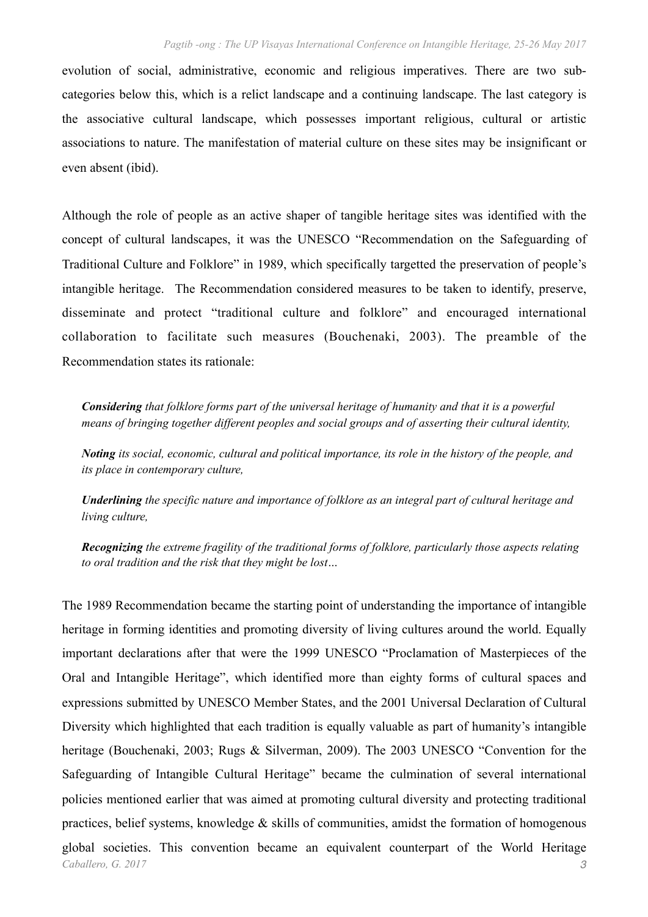evolution of social, administrative, economic and religious imperatives. There are two sub-categories below this, which is a relict landscape and a continuing landscape. The last category is the associative cultural landscape, which possesses important religious, cultural or artistic associations to nature. The manifestation of material culture on these sites may be insignificant or even absent (ibid).

Although the role of people as an active shaper of tangible heritage sites was identified with the concept of cultural landscapes, it was the UNESCO "Recommendation on the Safeguarding of Traditional Culture and Folklore" in 1989, which specifically targetted the preservation of people's intangible heritage. The Recommendation considered measures to be taken to identify, preserve, disseminate and protect "traditional culture and folklore" and encouraged international collaboration to facilitate such measures (Bouchenaki, 2003). The preamble of the Recommendation states its rationale:

> ***Considering*** *that folklore forms part of the universal heritage of humanity and that it is a powerful means of bringing together different peoples and social groups and of asserting their cultural identity,*
>
> ***Noting*** *its social, economic, cultural and political importance, its role in the history of the people, and its place in contemporary culture,*
>
> ***Underlining*** *the specific nature and importance of folklore as an integral part of cultural heritage and living culture,*
>
> ***Recognizing*** *the extreme fragility of the traditional forms of folklore, particularly those aspects relating to oral tradition and the risk that they might be lost…*

The 1989 Recommendation became the starting point of understanding the importance of intangible heritage in forming identities and promoting diversity of living cultures around the world. Equally important declarations after that were the 1999 UNESCO "Proclamation of Masterpieces of the Oral and Intangible Heritage", which identified more than eighty forms of cultural spaces and expressions submitted by UNESCO Member States, and the 2001 Universal Declaration of Cultural Diversity which highlighted that each tradition is equally valuable as part of humanity's intangible heritage (Bouchenaki, 2003; Rugs & Silverman, 2009). The 2003 UNESCO "Convention for the Safeguarding of Intangible Cultural Heritage" became the culmination of several international policies mentioned earlier that was aimed at promoting cultural diversity and protecting traditional practices, belief systems, knowledge & skills of communities, amidst the formation of homogenous global societies. This convention became an equivalent counterpart of the World Heritage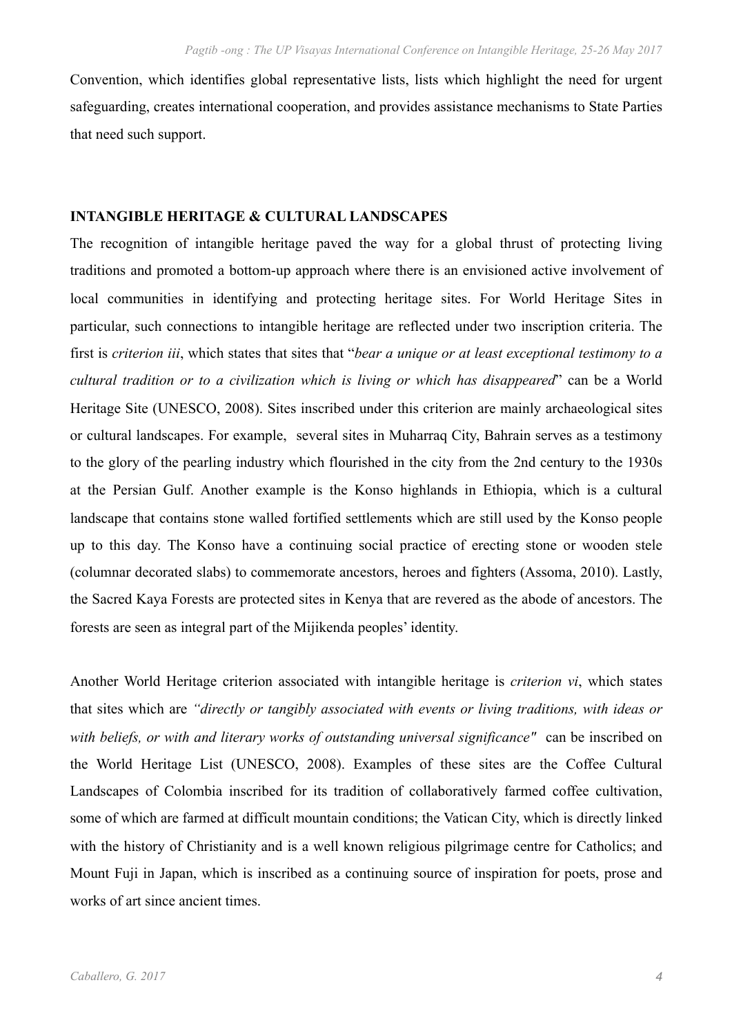Convention, which identifies global representative lists, lists which highlight the need for urgent safeguarding, creates international cooperation, and provides assistance mechanisms to State Parties that need such support.

## INTANGIBLE HERITAGE & CULTURAL LANDSCAPES

The recognition of intangible heritage paved the way for a global thrust of protecting living traditions and promoted a bottom-up approach where there is an envisioned active involvement of local communities in identifying and protecting heritage sites. For World Heritage Sites in particular, such connections to intangible heritage are reflected under two inscription criteria. The first is *criterion iii*, which states that sites that "*bear a unique or at least exceptional testimony to a cultural tradition or to a civilization which is living or which has disappeared*" can be a World Heritage Site (UNESCO, 2008). Sites inscribed under this criterion are mainly archaeological sites or cultural landscapes. For example, several sites in Muharraq City, Bahrain serves as a testimony to the glory of the pearling industry which flourished in the city from the 2nd century to the 1930s at the Persian Gulf. Another example is the Konso highlands in Ethiopia, which is a cultural landscape that contains stone walled fortified settlements which are still used by the Konso people up to this day. The Konso have a continuing social practice of erecting stone or wooden stele (columnar decorated slabs) to commemorate ancestors, heroes and fighters (Assoma, 2010). Lastly, the Sacred Kaya Forests are protected sites in Kenya that are revered as the abode of ancestors. The forests are seen as integral part of the Mijikenda peoples' identity.

Another World Heritage criterion associated with intangible heritage is *criterion vi*, which states that sites which are *"directly or tangibly associated with events or living traditions, with ideas or with beliefs, or with and literary works of outstanding universal significance"* can be inscribed on the World Heritage List (UNESCO, 2008). Examples of these sites are the Coffee Cultural Landscapes of Colombia inscribed for its tradition of collaboratively farmed coffee cultivation, some of which are farmed at difficult mountain conditions; the Vatican City, which is directly linked with the history of Christianity and is a well known religious pilgrimage centre for Catholics; and Mount Fuji in Japan, which is inscribed as a continuing source of inspiration for poets, prose and works of art since ancient times.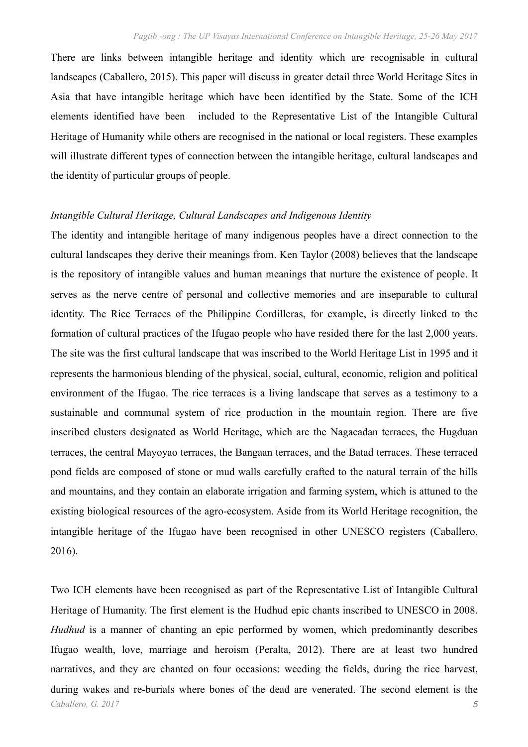There are links between intangible heritage and identity which are recognisable in cultural landscapes (Caballero, 2015). This paper will discuss in greater detail three World Heritage Sites in Asia that have intangible heritage which have been identified by the State. Some of the ICH elements identified have been included to the Representative List of the Intangible Cultural Heritage of Humanity while others are recognised in the national or local registers. These examples will illustrate different types of connection between the intangible heritage, cultural landscapes and the identity of particular groups of people.

*Intangible Cultural Heritage, Cultural Landscapes and Indigenous Identity*

The identity and intangible heritage of many indigenous peoples have a direct connection to the cultural landscapes they derive their meanings from. Ken Taylor (2008) believes that the landscape is the repository of intangible values and human meanings that nurture the existence of people. It serves as the nerve centre of personal and collective memories and are inseparable to cultural identity. The Rice Terraces of the Philippine Cordilleras, for example, is directly linked to the formation of cultural practices of the Ifugao people who have resided there for the last 2,000 years. The site was the first cultural landscape that was inscribed to the World Heritage List in 1995 and it represents the harmonious blending of the physical, social, cultural, economic, religion and political environment of the Ifugao. The rice terraces is a living landscape that serves as a testimony to a sustainable and communal system of rice production in the mountain region. There are five inscribed clusters designated as World Heritage, which are the Nagacadan terraces, the Hugduan terraces, the central Mayoyao terraces, the Bangaan terraces, and the Batad terraces. These terraced pond fields are composed of stone or mud walls carefully crafted to the natural terrain of the hills and mountains, and they contain an elaborate irrigation and farming system, which is attuned to the existing biological resources of the agro-ecosystem. Aside from its World Heritage recognition, the intangible heritage of the Ifugao have been recognised in other UNESCO registers (Caballero, 2016).

Two ICH elements have been recognised as part of the Representative List of Intangible Cultural Heritage of Humanity. The first element is the Hudhud epic chants inscribed to UNESCO in 2008. *Hudhud* is a manner of chanting an epic performed by women, which predominantly describes Ifugao wealth, love, marriage and heroism (Peralta, 2012). There are at least two hundred narratives, and they are chanted on four occasions: weeding the fields, during the rice harvest, during wakes and re-burials where bones of the dead are venerated. The second element is the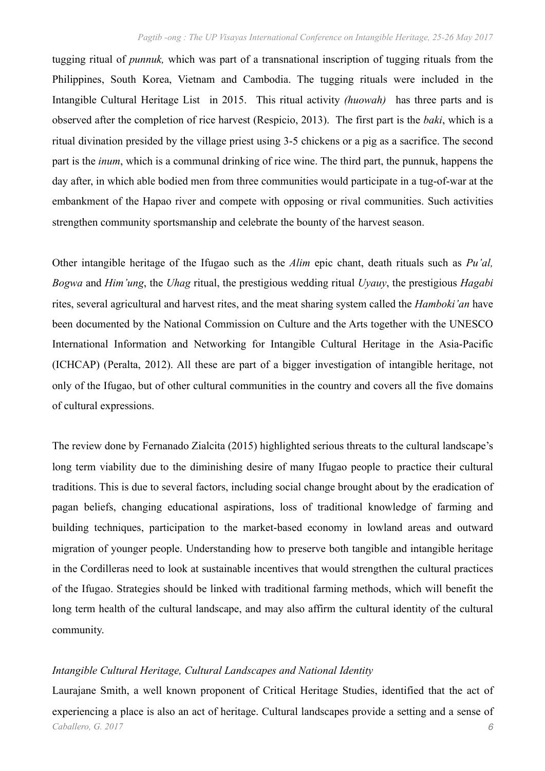tugging ritual of *punnuk,* which was part of a transnational inscription of tugging rituals from the Philippines, South Korea, Vietnam and Cambodia. The tugging rituals were included in the Intangible Cultural Heritage List in 2015. This ritual activity *(huowah)* has three parts and is observed after the completion of rice harvest (Respicio, 2013). The first part is the *baki*, which is a ritual divination presided by the village priest using 3-5 chickens or a pig as a sacrifice. The second part is the *inum*, which is a communal drinking of rice wine. The third part, the punnuk, happens the day after, in which able bodied men from three communities would participate in a tug-of-war at the embankment of the Hapao river and compete with opposing or rival communities. Such activities strengthen community sportsmanship and celebrate the bounty of the harvest season.

Other intangible heritage of the Ifugao such as the *Alim* epic chant, death rituals such as *Pu'al, Bogwa* and *Him'ung*, the *Uhag* ritual, the prestigious wedding ritual *Uyauy*, the prestigious *Hagabi* rites, several agricultural and harvest rites, and the meat sharing system called the *Hamboki'an* have been documented by the National Commission on Culture and the Arts together with the UNESCO International Information and Networking for Intangible Cultural Heritage in the Asia-Pacific (ICHCAP) (Peralta, 2012). All these are part of a bigger investigation of intangible heritage, not only of the Ifugao, but of other cultural communities in the country and covers all the five domains of cultural expressions.

The review done by Fernanado Zialcita (2015) highlighted serious threats to the cultural landscape's long term viability due to the diminishing desire of many Ifugao people to practice their cultural traditions. This is due to several factors, including social change brought about by the eradication of pagan beliefs, changing educational aspirations, loss of traditional knowledge of farming and building techniques, participation to the market-based economy in lowland areas and outward migration of younger people. Understanding how to preserve both tangible and intangible heritage in the Cordilleras need to look at sustainable incentives that would strengthen the cultural practices of the Ifugao. Strategies should be linked with traditional farming methods, which will benefit the long term health of the cultural landscape, and may also affirm the cultural identity of the cultural community.

*Intangible Cultural Heritage, Cultural Landscapes and National Identity*

Laurajane Smith, a well known proponent of Critical Heritage Studies, identified that the act of experiencing a place is also an act of heritage. Cultural landscapes provide a setting and a sense of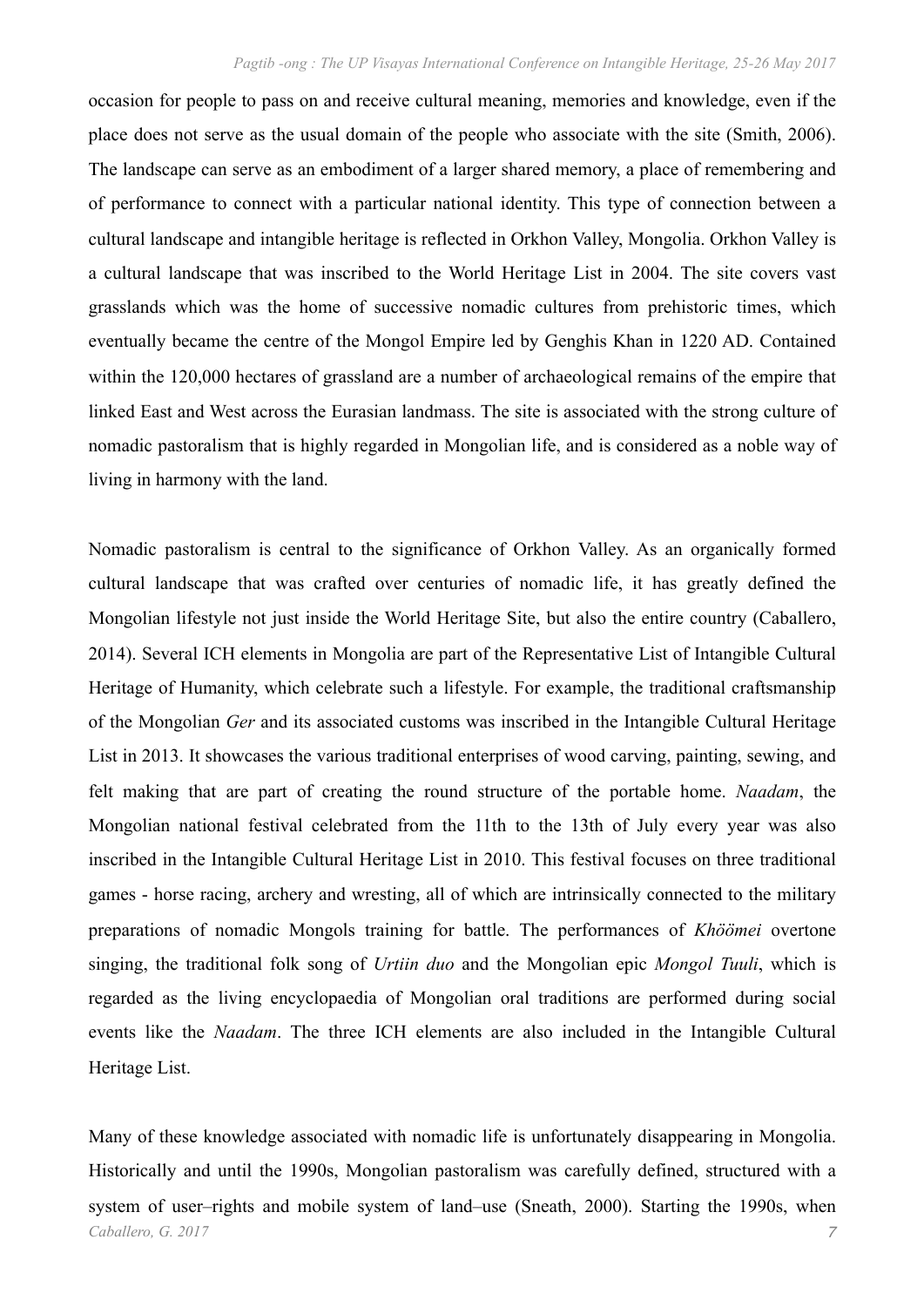occasion for people to pass on and receive cultural meaning, memories and knowledge, even if the place does not serve as the usual domain of the people who associate with the site (Smith, 2006). The landscape can serve as an embodiment of a larger shared memory, a place of remembering and of performance to connect with a particular national identity. This type of connection between a cultural landscape and intangible heritage is reflected in Orkhon Valley, Mongolia. Orkhon Valley is a cultural landscape that was inscribed to the World Heritage List in 2004. The site covers vast grasslands which was the home of successive nomadic cultures from prehistoric times, which eventually became the centre of the Mongol Empire led by Genghis Khan in 1220 AD. Contained within the 120,000 hectares of grassland are a number of archaeological remains of the empire that linked East and West across the Eurasian landmass. The site is associated with the strong culture of nomadic pastoralism that is highly regarded in Mongolian life, and is considered as a noble way of living in harmony with the land.

Nomadic pastoralism is central to the significance of Orkhon Valley. As an organically formed cultural landscape that was crafted over centuries of nomadic life, it has greatly defined the Mongolian lifestyle not just inside the World Heritage Site, but also the entire country (Caballero, 2014). Several ICH elements in Mongolia are part of the Representative List of Intangible Cultural Heritage of Humanity, which celebrate such a lifestyle. For example, the traditional craftsmanship of the Mongolian *Ger* and its associated customs was inscribed in the Intangible Cultural Heritage List in 2013. It showcases the various traditional enterprises of wood carving, painting, sewing, and felt making that are part of creating the round structure of the portable home. *Naadam*, the Mongolian national festival celebrated from the 11th to the 13th of July every year was also inscribed in the Intangible Cultural Heritage List in 2010. This festival focuses on three traditional games - horse racing, archery and wresting, all of which are intrinsically connected to the military preparations of nomadic Mongols training for battle. The performances of *Khöömei* overtone singing, the traditional folk song of *Urtiin duo* and the Mongolian epic *Mongol Tuuli*, which is regarded as the living encyclopaedia of Mongolian oral traditions are performed during social events like the *Naadam*. The three ICH elements are also included in the Intangible Cultural Heritage List.

Many of these knowledge associated with nomadic life is unfortunately disappearing in Mongolia. Historically and until the 1990s, Mongolian pastoralism was carefully defined, structured with a system of user–rights and mobile system of land–use (Sneath, 2000). Starting the 1990s, when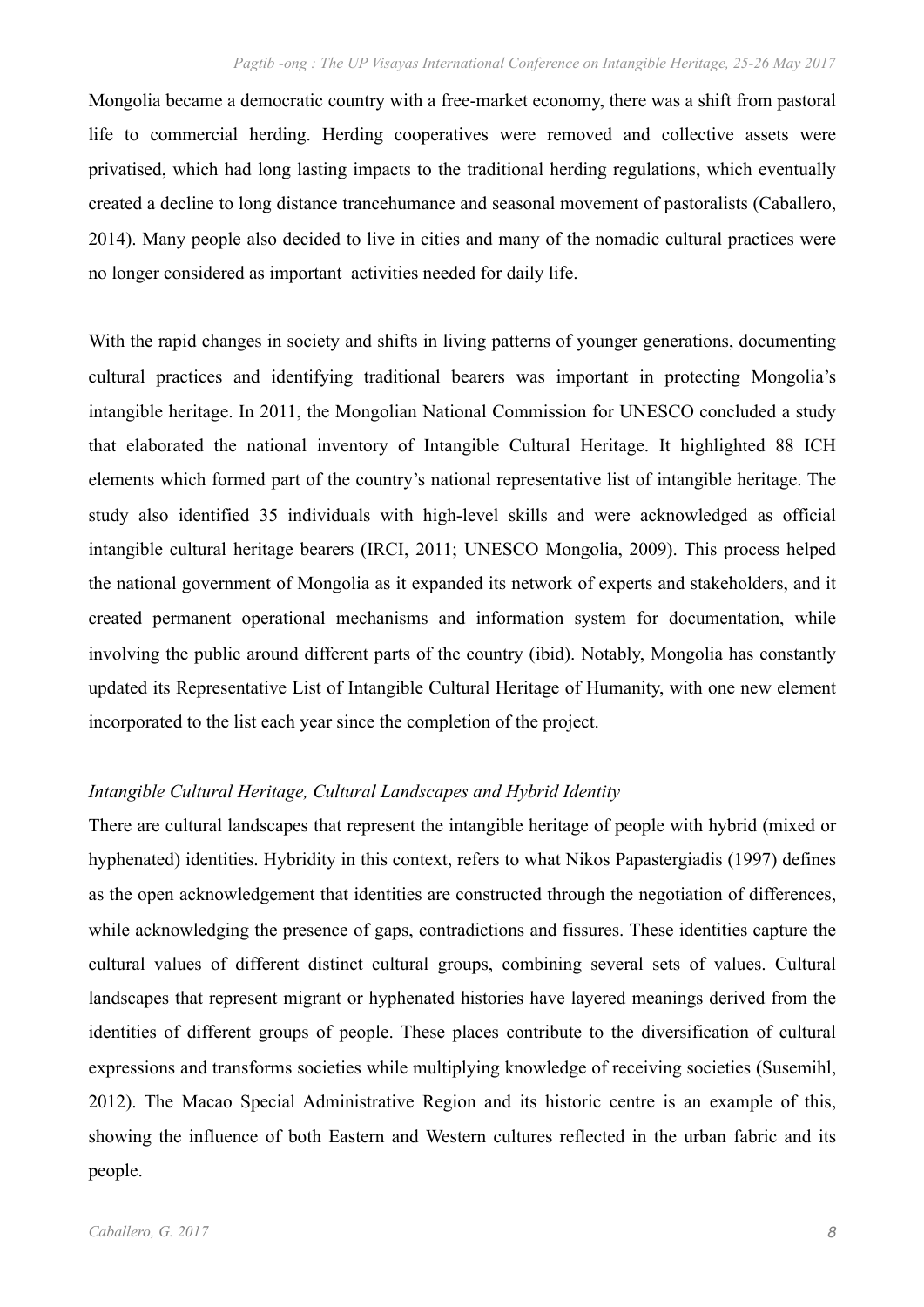Mongolia became a democratic country with a free-market economy, there was a shift from pastoral life to commercial herding. Herding cooperatives were removed and collective assets were privatised, which had long lasting impacts to the traditional herding regulations, which eventually created a decline to long distance trancehumance and seasonal movement of pastoralists (Caballero, 2014). Many people also decided to live in cities and many of the nomadic cultural practices were no longer considered as important activities needed for daily life.

With the rapid changes in society and shifts in living patterns of younger generations, documenting cultural practices and identifying traditional bearers was important in protecting Mongolia's intangible heritage. In 2011, the Mongolian National Commission for UNESCO concluded a study that elaborated the national inventory of Intangible Cultural Heritage. It highlighted 88 ICH elements which formed part of the country's national representative list of intangible heritage. The study also identified 35 individuals with high-level skills and were acknowledged as official intangible cultural heritage bearers (IRCI, 2011; UNESCO Mongolia, 2009). This process helped the national government of Mongolia as it expanded its network of experts and stakeholders, and it created permanent operational mechanisms and information system for documentation, while involving the public around different parts of the country (ibid). Notably, Mongolia has constantly updated its Representative List of Intangible Cultural Heritage of Humanity, with one new element incorporated to the list each year since the completion of the project.

*Intangible Cultural Heritage, Cultural Landscapes and Hybrid Identity*

There are cultural landscapes that represent the intangible heritage of people with hybrid (mixed or hyphenated) identities. Hybridity in this context, refers to what Nikos Papastergiadis (1997) defines as the open acknowledgement that identities are constructed through the negotiation of differences, while acknowledging the presence of gaps, contradictions and fissures. These identities capture the cultural values of different distinct cultural groups, combining several sets of values. Cultural landscapes that represent migrant or hyphenated histories have layered meanings derived from the identities of different groups of people. These places contribute to the diversification of cultural expressions and transforms societies while multiplying knowledge of receiving societies (Susemihl, 2012). The Macao Special Administrative Region and its historic centre is an example of this, showing the influence of both Eastern and Western cultures reflected in the urban fabric and its people.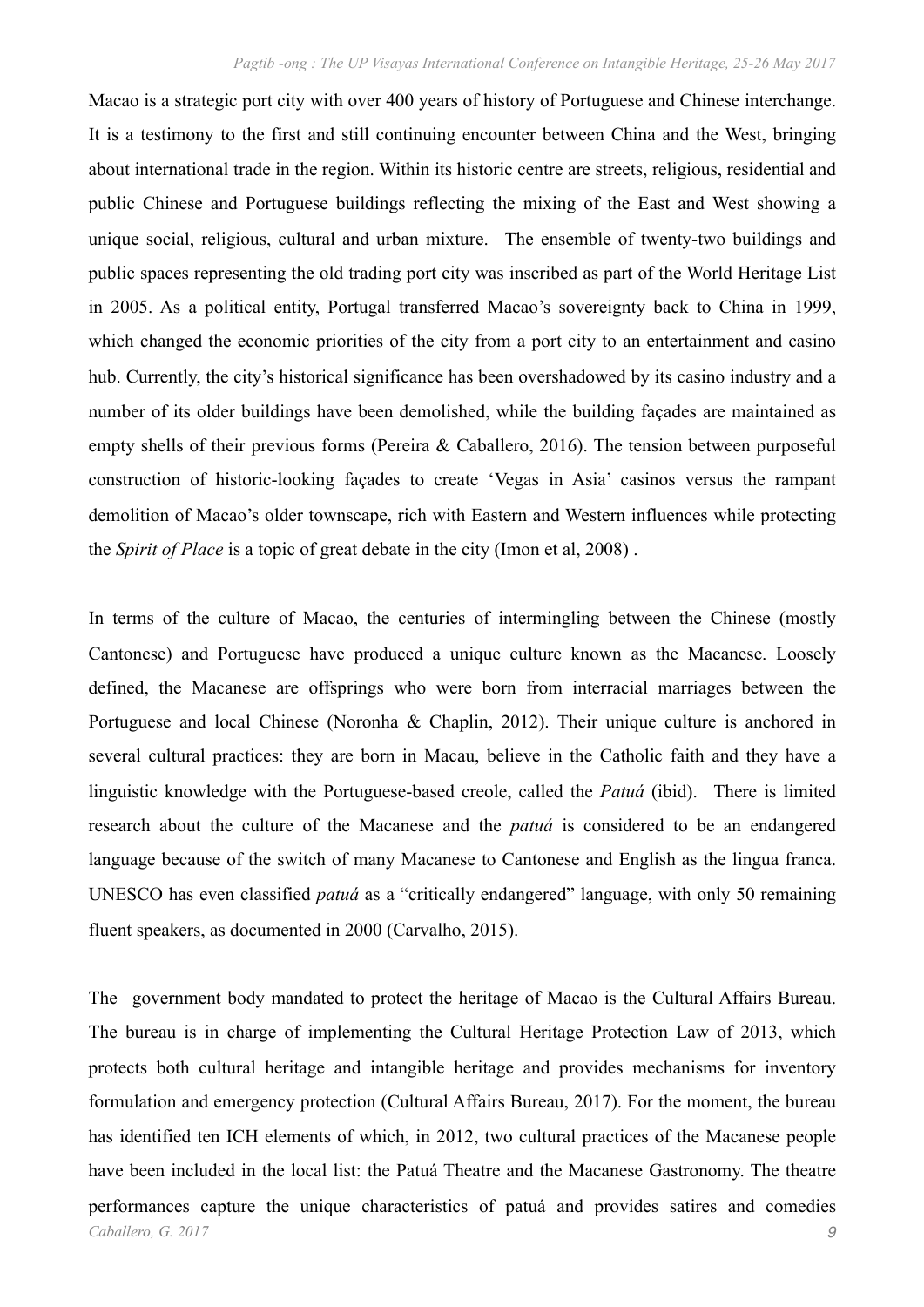Macao is a strategic port city with over 400 years of history of Portuguese and Chinese interchange. It is a testimony to the first and still continuing encounter between China and the West, bringing about international trade in the region. Within its historic centre are streets, religious, residential and public Chinese and Portuguese buildings reflecting the mixing of the East and West showing a unique social, religious, cultural and urban mixture. The ensemble of twenty-two buildings and public spaces representing the old trading port city was inscribed as part of the World Heritage List in 2005. As a political entity, Portugal transferred Macao's sovereignty back to China in 1999, which changed the economic priorities of the city from a port city to an entertainment and casino hub. Currently, the city's historical significance has been overshadowed by its casino industry and a number of its older buildings have been demolished, while the building façades are maintained as empty shells of their previous forms (Pereira & Caballero, 2016). The tension between purposeful construction of historic-looking façades to create 'Vegas in Asia' casinos versus the rampant demolition of Macao's older townscape, rich with Eastern and Western influences while protecting the *Spirit of Place* is a topic of great debate in the city (Imon et al, 2008) .

In terms of the culture of Macao, the centuries of intermingling between the Chinese (mostly Cantonese) and Portuguese have produced a unique culture known as the Macanese. Loosely defined, the Macanese are offsprings who were born from interracial marriages between the Portuguese and local Chinese (Noronha & Chaplin, 2012). Their unique culture is anchored in several cultural practices: they are born in Macau, believe in the Catholic faith and they have a linguistic knowledge with the Portuguese-based creole, called the *Patuá* (ibid). There is limited research about the culture of the Macanese and the *patuá* is considered to be an endangered language because of the switch of many Macanese to Cantonese and English as the lingua franca. UNESCO has even classified *patuá* as a "critically endangered" language, with only 50 remaining fluent speakers, as documented in 2000 (Carvalho, 2015).

The government body mandated to protect the heritage of Macao is the Cultural Affairs Bureau. The bureau is in charge of implementing the Cultural Heritage Protection Law of 2013, which protects both cultural heritage and intangible heritage and provides mechanisms for inventory formulation and emergency protection (Cultural Affairs Bureau, 2017). For the moment, the bureau has identified ten ICH elements of which, in 2012, two cultural practices of the Macanese people have been included in the local list: the Patuá Theatre and the Macanese Gastronomy. The theatre performances capture the unique characteristics of patuá and provides satires and comedies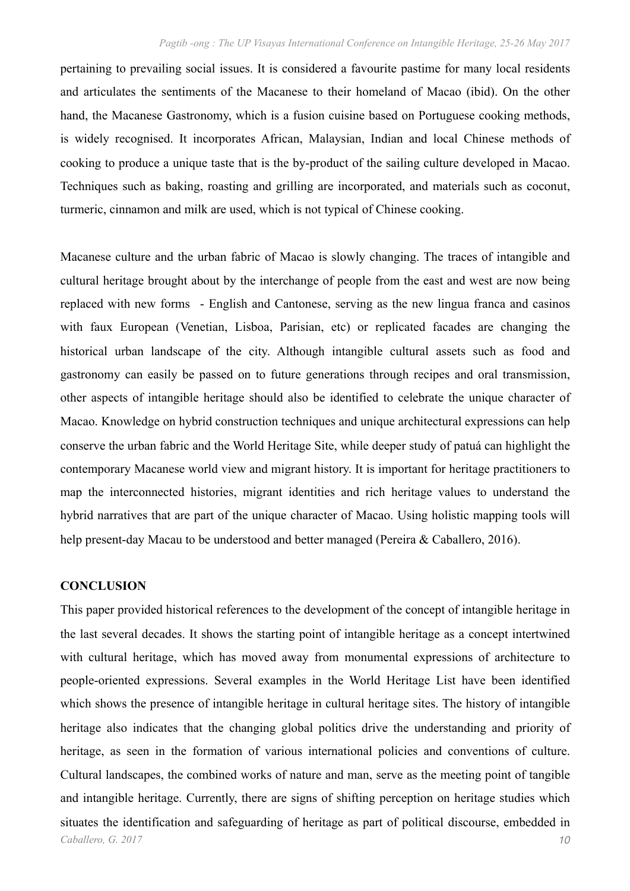pertaining to prevailing social issues. It is considered a favourite pastime for many local residents and articulates the sentiments of the Macanese to their homeland of Macao (ibid). On the other hand, the Macanese Gastronomy, which is a fusion cuisine based on Portuguese cooking methods, is widely recognised. It incorporates African, Malaysian, Indian and local Chinese methods of cooking to produce a unique taste that is the by-product of the sailing culture developed in Macao. Techniques such as baking, roasting and grilling are incorporated, and materials such as coconut, turmeric, cinnamon and milk are used, which is not typical of Chinese cooking.

Macanese culture and the urban fabric of Macao is slowly changing. The traces of intangible and cultural heritage brought about by the interchange of people from the east and west are now being replaced with new forms - English and Cantonese, serving as the new lingua franca and casinos with faux European (Venetian, Lisboa, Parisian, etc) or replicated facades are changing the historical urban landscape of the city. Although intangible cultural assets such as food and gastronomy can easily be passed on to future generations through recipes and oral transmission, other aspects of intangible heritage should also be identified to celebrate the unique character of Macao. Knowledge on hybrid construction techniques and unique architectural expressions can help conserve the urban fabric and the World Heritage Site, while deeper study of patuá can highlight the contemporary Macanese world view and migrant history. It is important for heritage practitioners to map the interconnected histories, migrant identities and rich heritage values to understand the hybrid narratives that are part of the unique character of Macao. Using holistic mapping tools will help present-day Macau to be understood and better managed (Pereira & Caballero, 2016).

## CONCLUSION

This paper provided historical references to the development of the concept of intangible heritage in the last several decades. It shows the starting point of intangible heritage as a concept intertwined with cultural heritage, which has moved away from monumental expressions of architecture to people-oriented expressions. Several examples in the World Heritage List have been identified which shows the presence of intangible heritage in cultural heritage sites. The history of intangible heritage also indicates that the changing global politics drive the understanding and priority of heritage, as seen in the formation of various international policies and conventions of culture. Cultural landscapes, the combined works of nature and man, serve as the meeting point of tangible and intangible heritage. Currently, there are signs of shifting perception on heritage studies which situates the identification and safeguarding of heritage as part of political discourse, embedded in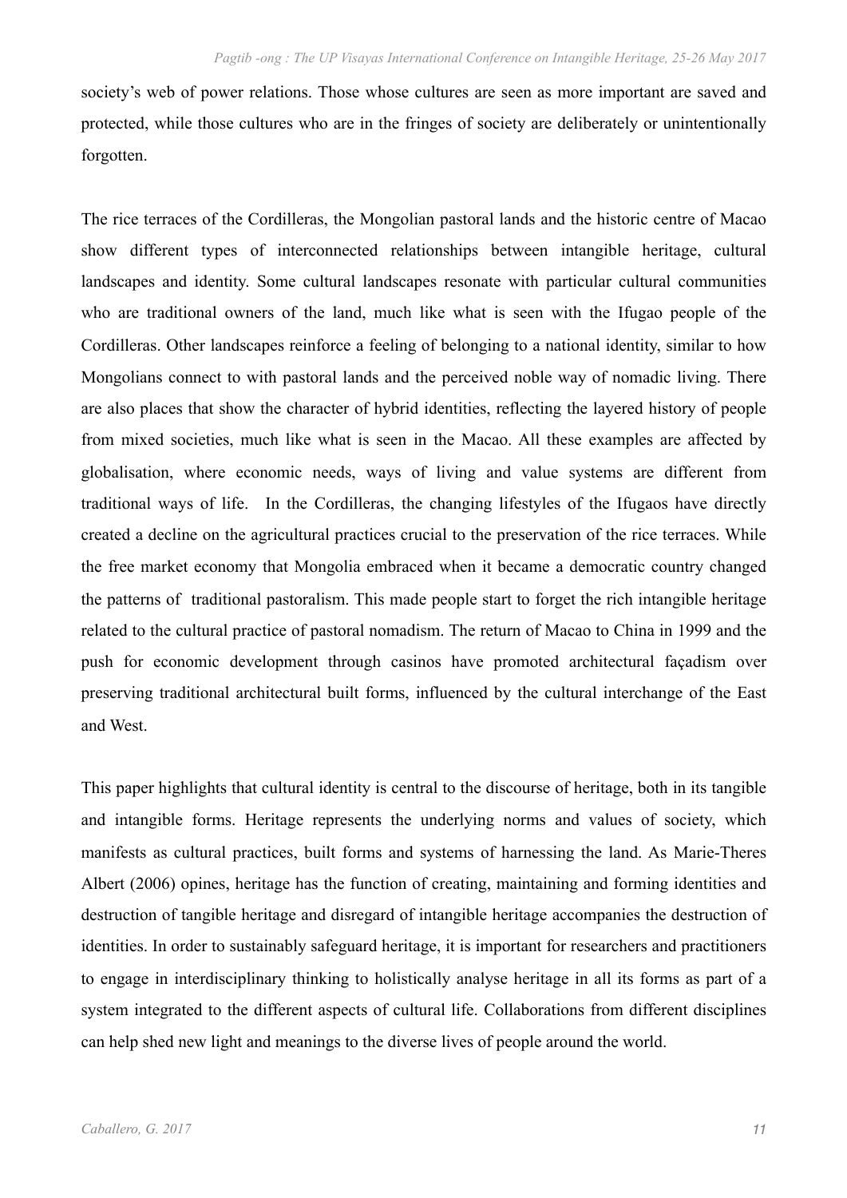society's web of power relations. Those whose cultures are seen as more important are saved and protected, while those cultures who are in the fringes of society are deliberately or unintentionally forgotten.

The rice terraces of the Cordilleras, the Mongolian pastoral lands and the historic centre of Macao show different types of interconnected relationships between intangible heritage, cultural landscapes and identity. Some cultural landscapes resonate with particular cultural communities who are traditional owners of the land, much like what is seen with the Ifugao people of the Cordilleras. Other landscapes reinforce a feeling of belonging to a national identity, similar to how Mongolians connect to with pastoral lands and the perceived noble way of nomadic living. There are also places that show the character of hybrid identities, reflecting the layered history of people from mixed societies, much like what is seen in the Macao. All these examples are affected by globalisation, where economic needs, ways of living and value systems are different from traditional ways of life. In the Cordilleras, the changing lifestyles of the Ifugaos have directly created a decline on the agricultural practices crucial to the preservation of the rice terraces. While the free market economy that Mongolia embraced when it became a democratic country changed the patterns of traditional pastoralism. This made people start to forget the rich intangible heritage related to the cultural practice of pastoral nomadism. The return of Macao to China in 1999 and the push for economic development through casinos have promoted architectural façadism over preserving traditional architectural built forms, influenced by the cultural interchange of the East and West.

This paper highlights that cultural identity is central to the discourse of heritage, both in its tangible and intangible forms. Heritage represents the underlying norms and values of society, which manifests as cultural practices, built forms and systems of harnessing the land. As Marie-Theres Albert (2006) opines, heritage has the function of creating, maintaining and forming identities and destruction of tangible heritage and disregard of intangible heritage accompanies the destruction of identities. In order to sustainably safeguard heritage, it is important for researchers and practitioners to engage in interdisciplinary thinking to holistically analyse heritage in all its forms as part of a system integrated to the different aspects of cultural life. Collaborations from different disciplines can help shed new light and meanings to the diverse lives of people around the world.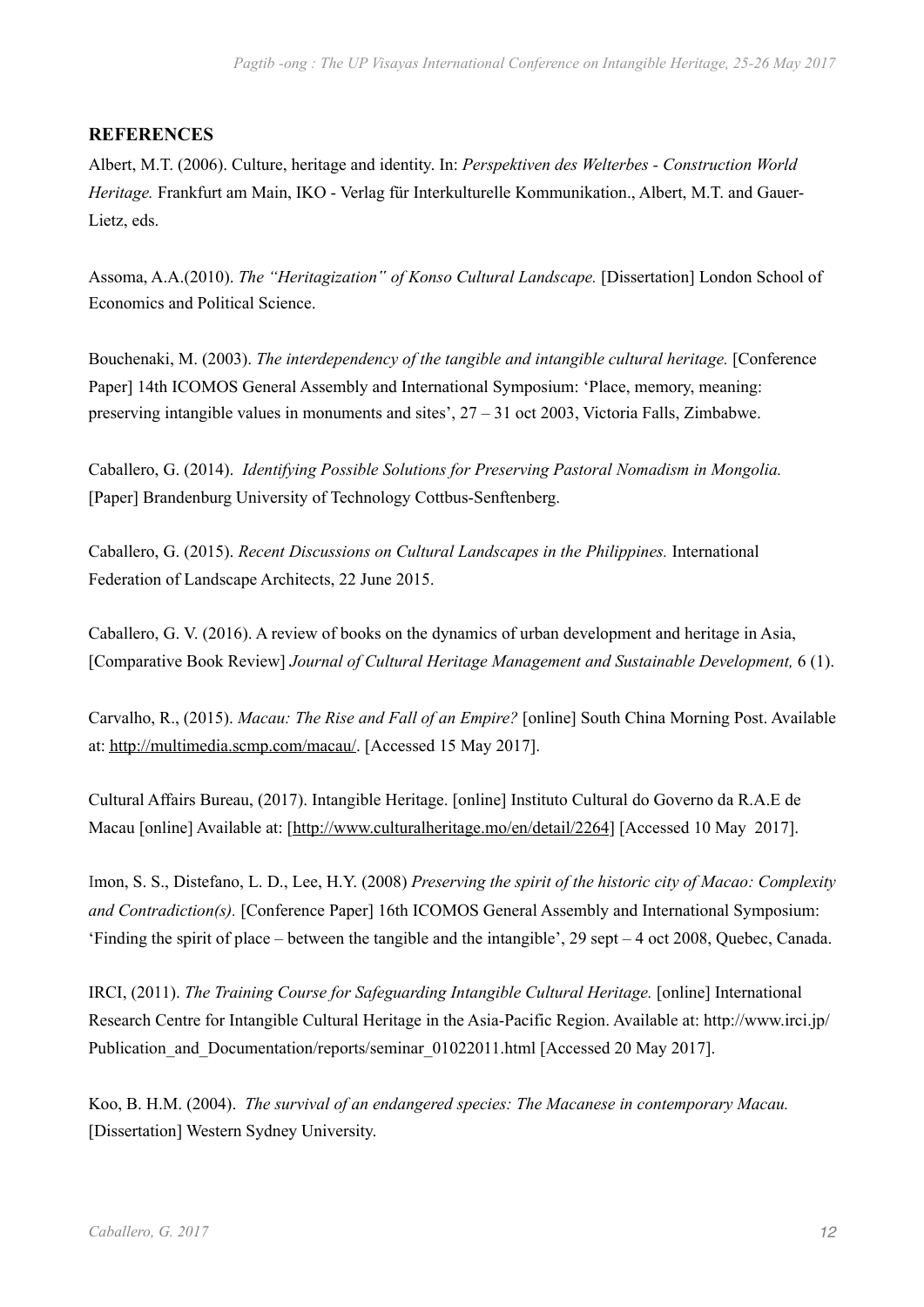## REFERENCES

Albert, M.T. (2006). Culture, heritage and identity. In: *Perspektiven des Welterbes - Construction World Heritage.* Frankfurt am Main, IKO - Verlag für Interkulturelle Kommunikation., Albert, M.T. and Gauer-Lietz, eds.

Assoma, A.A.(2010). *The "Heritagization" of Konso Cultural Landscape.* [Dissertation] London School of Economics and Political Science.

Bouchenaki, M. (2003). *The interdependency of the tangible and intangible cultural heritage.* [Conference Paper] 14th ICOMOS General Assembly and International Symposium: 'Place, memory, meaning: preserving intangible values in monuments and sites', 27 – 31 oct 2003, Victoria Falls, Zimbabwe.

Caballero, G. (2014). *Identifying Possible Solutions for Preserving Pastoral Nomadism in Mongolia.* [Paper] Brandenburg University of Technology Cottbus-Senftenberg.

Caballero, G. (2015). *Recent Discussions on Cultural Landscapes in the Philippines.* International Federation of Landscape Architects, 22 June 2015.

Caballero, G. V. (2016). A review of books on the dynamics of urban development and heritage in Asia, [Comparative Book Review] *Journal of Cultural Heritage Management and Sustainable Development,* 6 (1).

Carvalho, R., (2015). *Macau: The Rise and Fall of an Empire?* [online] South China Morning Post. Available at: http://multimedia.scmp.com/macau/. [Accessed 15 May 2017].

Cultural Affairs Bureau, (2017). Intangible Heritage. [online] Instituto Cultural do Governo da R.A.E de Macau [online] Available at: [http://www.culturalheritage.mo/en/detail/2264] [Accessed 10 May 2017].

Imon, S. S., Distefano, L. D., Lee, H.Y. (2008) *Preserving the spirit of the historic city of Macao: Complexity and Contradiction(s).* [Conference Paper] 16th ICOMOS General Assembly and International Symposium: 'Finding the spirit of place – between the tangible and the intangible', 29 sept – 4 oct 2008, Quebec, Canada.

IRCI, (2011). *The Training Course for Safeguarding Intangible Cultural Heritage.* [online] International Research Centre for Intangible Cultural Heritage in the Asia-Pacific Region. Available at: http://www.irci.jp/Publication_and_Documentation/reports/seminar_01022011.html [Accessed 20 May 2017].

Koo, B. H.M. (2004). *The survival of an endangered species: The Macanese in contemporary Macau.* [Dissertation] Western Sydney University.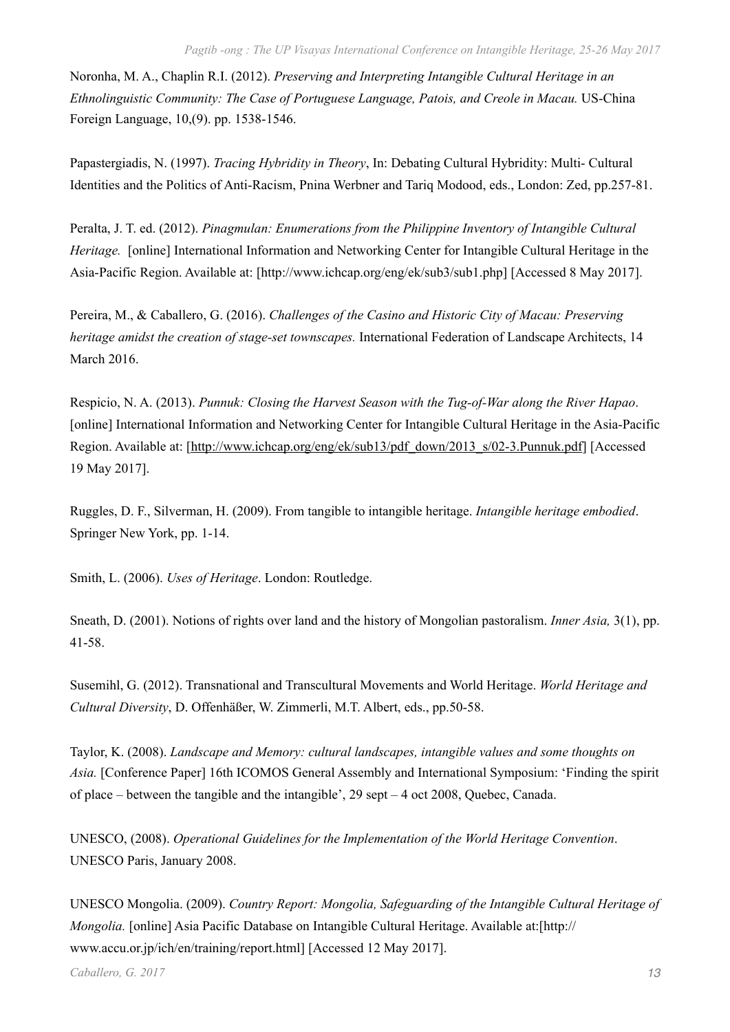Noronha, M. A., Chaplin R.I. (2012). *Preserving and Interpreting Intangible Cultural Heritage in an Ethnolinguistic Community: The Case of Portuguese Language, Patois, and Creole in Macau.* US-China Foreign Language, 10,(9). pp. 1538-1546.

Papastergiadis, N. (1997). *Tracing Hybridity in Theory*, In: Debating Cultural Hybridity: Multi- Cultural Identities and the Politics of Anti-Racism, Pnina Werbner and Tariq Modood, eds., London: Zed, pp.257-81.

Peralta, J. T. ed. (2012). *Pinagmulan: Enumerations from the Philippine Inventory of Intangible Cultural Heritage.* [online] International Information and Networking Center for Intangible Cultural Heritage in the Asia-Pacific Region. Available at: [http://www.ichcap.org/eng/ek/sub3/sub1.php] [Accessed 8 May 2017].

Pereira, M., & Caballero, G. (2016). *Challenges of the Casino and Historic City of Macau: Preserving heritage amidst the creation of stage-set townscapes.* International Federation of Landscape Architects, 14 March 2016.

Respicio, N. A. (2013). *Punnuk: Closing the Harvest Season with the Tug-of-War along the River Hapao*. [online] International Information and Networking Center for Intangible Cultural Heritage in the Asia-Pacific Region. Available at: [http://www.ichcap.org/eng/ek/sub13/pdf_down/2013_s/02-3.Punnuk.pdf] [Accessed 19 May 2017].

Ruggles, D. F., Silverman, H. (2009). From tangible to intangible heritage. *Intangible heritage embodied*. Springer New York, pp. 1-14.

Smith, L. (2006). *Uses of Heritage*. London: Routledge.

Sneath, D. (2001). Notions of rights over land and the history of Mongolian pastoralism. *Inner Asia,* 3(1), pp. 41-58.

Susemihl, G. (2012). Transnational and Transcultural Movements and World Heritage. *World Heritage and Cultural Diversity*, D. Offenhäßer, W. Zimmerli, M.T. Albert, eds., pp.50-58.

Taylor, K. (2008). *Landscape and Memory: cultural landscapes, intangible values and some thoughts on Asia.* [Conference Paper] 16th ICOMOS General Assembly and International Symposium: 'Finding the spirit of place – between the tangible and the intangible', 29 sept – 4 oct 2008, Quebec, Canada.

UNESCO, (2008). *Operational Guidelines for the Implementation of the World Heritage Convention*. UNESCO Paris, January 2008.

UNESCO Mongolia. (2009). *Country Report: Mongolia, Safeguarding of the Intangible Cultural Heritage of Mongolia.* [online] Asia Pacific Database on Intangible Cultural Heritage. Available at:[http://www.accu.or.jp/ich/en/training/report.html] [Accessed 12 May 2017].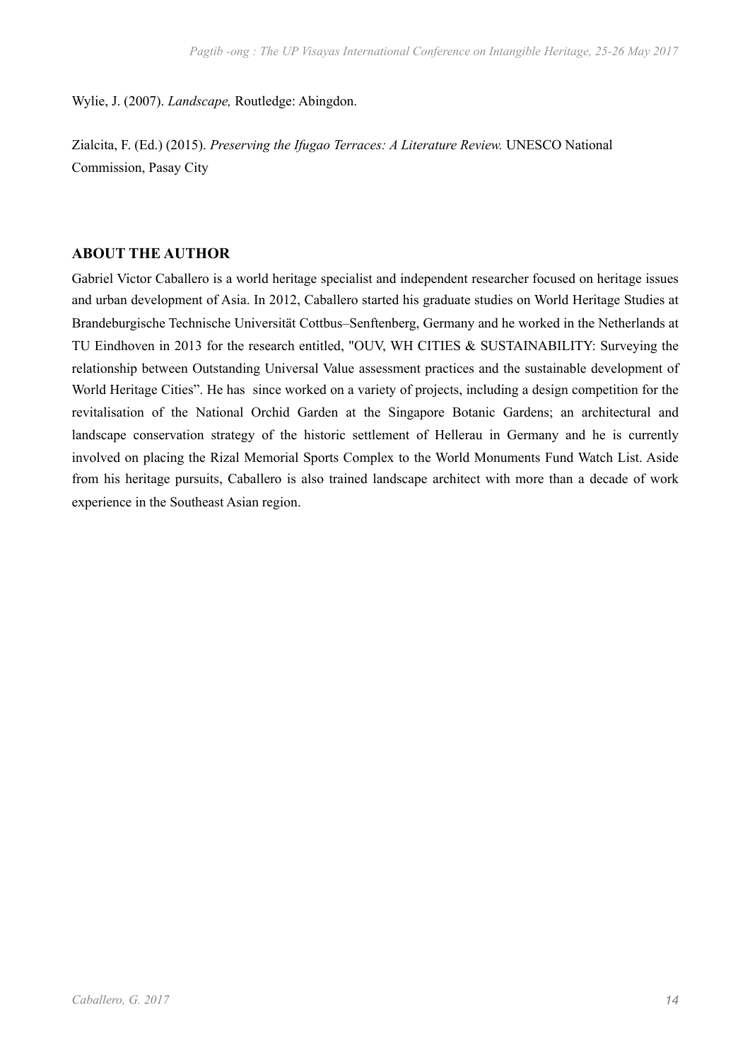Wylie, J. (2007). *Landscape,* Routledge: Abingdon.

Zialcita, F. (Ed.) (2015). *Preserving the Ifugao Terraces: A Literature Review.* UNESCO National Commission, Pasay City

## ABOUT THE AUTHOR

Gabriel Victor Caballero is a world heritage specialist and independent researcher focused on heritage issues and urban development of Asia. In 2012, Caballero started his graduate studies on World Heritage Studies at Brandeburgische Technische Universität Cottbus–Senftenberg, Germany and he worked in the Netherlands at TU Eindhoven in 2013 for the research entitled, "OUV, WH CITIES & SUSTAINABILITY: Surveying the relationship between Outstanding Universal Value assessment practices and the sustainable development of World Heritage Cities". He has since worked on a variety of projects, including a design competition for the revitalisation of the National Orchid Garden at the Singapore Botanic Gardens; an architectural and landscape conservation strategy of the historic settlement of Hellerau in Germany and he is currently involved on placing the Rizal Memorial Sports Complex to the World Monuments Fund Watch List. Aside from his heritage pursuits, Caballero is also trained landscape architect with more than a decade of work experience in the Southeast Asian region.